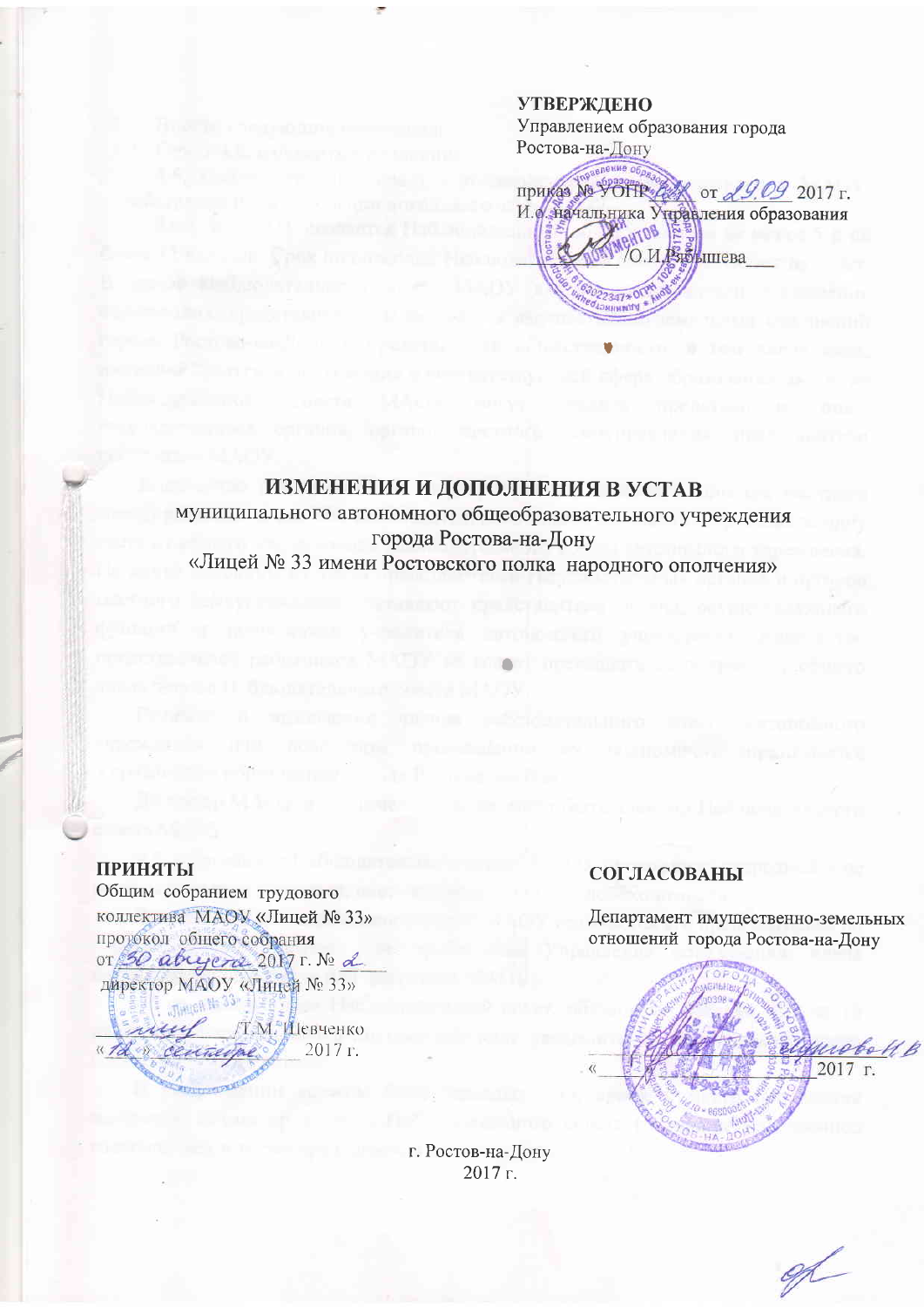**УТВЕРЖДЕНО**
Управлением образования города Ростова-на-Дону

приказ № УОПР ___ от 29.09 2017 г.
И.о. начальника Управления образования

__________ /О.И.Рябышева___

# ИЗМЕНЕНИЯ И ДОПОЛНЕНИЯ В УСТАВ

муниципального автономного общеобразовательного учреждения города Ростова-на-Дону
«Лицей № 33 имени Ростовского полка народного ополчения»

**ПРИНЯТЫ**
Общим собранием трудового коллектива МАОУ «Лицей № 33»
протокол общего собрания
от 30 августа 2017 г. № 2
директор МАОУ «Лицей № 33»

__________ /Т.М. Шевченко
« 12 » сентября 2017 г.

**СОГЛАСОВАНЫ**
Департамент имущественно-земельных отношений города Ростова-на-Дону

__________
«___» __________ 2017 г.

г. Ростов-на-Дону
2017 г.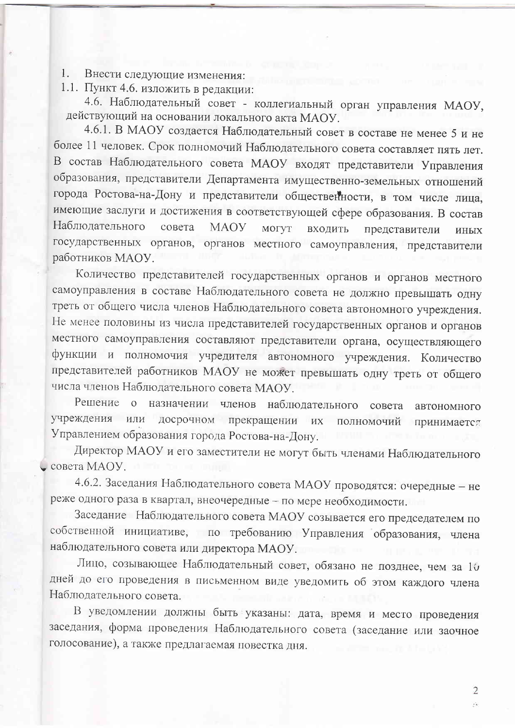1. Внести следующие изменения:

1.1. Пункт 4.6. изложить в редакции:

4.6. Наблюдательный совет - коллегиальный орган управления МАОУ, действующий на основании локального акта МАОУ.

4.6.1. В МАОУ создается Наблюдательный совет в составе не менее 5 и не более 11 человек. Срок полномочий Наблюдательного совета составляет пять лет. В состав Наблюдательного совета МАОУ входят представители Управления образования, представители Департамента имущественно-земельных отношений города Ростова-на-Дону и представители общественности, в том числе лица, имеющие заслуги и достижения в соответствующей сфере образования. В состав Наблюдательного совета МАОУ могут входить представители иных государственных органов, органов местного самоуправления, представители работников МАОУ.

Количество представителей государственных органов и органов местного самоуправления в составе Наблюдательного совета не должно превышать одну треть от общего числа членов Наблюдательного совета автономного учреждения. Не менее половины из числа представителей государственных органов и органов местного самоуправления составляют представители органа, осуществляющего функции и полномочия учредителя автономного учреждения. Количество представителей работников МАОУ не может превышать одну треть от общего числа членов Наблюдательного совета МАОУ.

Решение о назначении членов наблюдательного совета автономного учреждения или досрочном прекращении их полномочий принимается Управлением образования города Ростова-на-Дону.

Директор МАОУ и его заместители не могут быть членами Наблюдательного совета МАОУ.

4.6.2. Заседания Наблюдательного совета МАОУ проводятся: очередные – не реже одного раза в квартал, внеочередные – по мере необходимости.

Заседание Наблюдательного совета МАОУ созывается его председателем по собственной инициативе, по требованию Управления образования, члена наблюдательного совета или директора МАОУ.

Лицо, созывающее Наблюдательный совет, обязано не позднее, чем за 10 дней до его проведения в письменном виде уведомить об этом каждого члена Наблюдательного совета.

В уведомлении должны быть указаны: дата, время и место проведения заседания, форма проведения Наблюдательного совета (заседание или заочное голосование), а также предлагаемая повестка дня.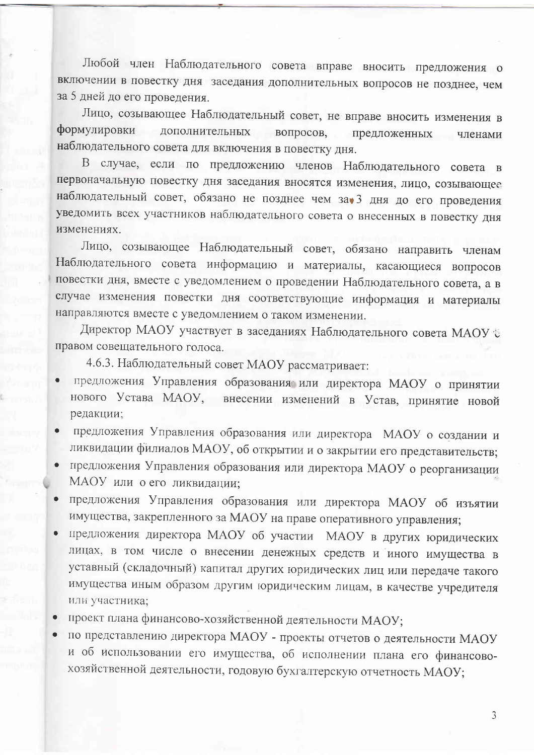Любой член Наблюдательного совета вправе вносить предложения о включении в повестку дня заседания дополнительных вопросов не позднее, чем за 5 дней до его проведения.

Лицо, созывающее Наблюдательный совет, не вправе вносить изменения в формулировки дополнительных вопросов, предложенных членами наблюдательного совета для включения в повестку дня.

В случае, если по предложению членов Наблюдательного совета в первоначальную повестку дня заседания вносятся изменения, лицо, созывающее наблюдательный совет, обязано не позднее чем за 3 дня до его проведения уведомить всех участников наблюдательного совета о внесенных в повестку дня изменениях.

Лицо, созывающее Наблюдательный совет, обязано направить членам Наблюдательного совета информацию и материалы, касающиеся вопросов повестки дня, вместе с уведомлением о проведении Наблюдательного совета, а в случае изменения повестки дня соответствующие информация и материалы направляются вместе с уведомлением о таком изменении.

Директор МАОУ участвует в заседаниях Наблюдательного совета МАОУ с правом совещательного голоса.

4.6.3. Наблюдательный совет МАОУ рассматривает:

- предложения Управления образования или директора МАОУ о принятии нового Устава МАОУ, внесении изменений в Устав, принятие новой редакции;
- предложения Управления образования или директора МАОУ о создании и ликвидации филиалов МАОУ, об открытии и о закрытии его представительств;
- предложения Управления образования или директора МАОУ о реорганизации МАОУ или о его ликвидации;
- предложения Управления образования или директора МАОУ об изъятии имущества, закрепленного за МАОУ на праве оперативного управления;
- предложения директора МАОУ об участии МАОУ в других юридических лицах, в том числе о внесении денежных средств и иного имущества в уставный (складочный) капитал других юридических лиц или передаче такого имущества иным образом другим юридическим лицам, в качестве учредителя или участника;
- проект плана финансово-хозяйственной деятельности МАОУ;
- по представлению директора МАОУ - проекты отчетов о деятельности МАОУ и об использовании его имущества, об исполнении плана его финансово-хозяйственной деятельности, годовую бухгалтерскую отчетность МАОУ;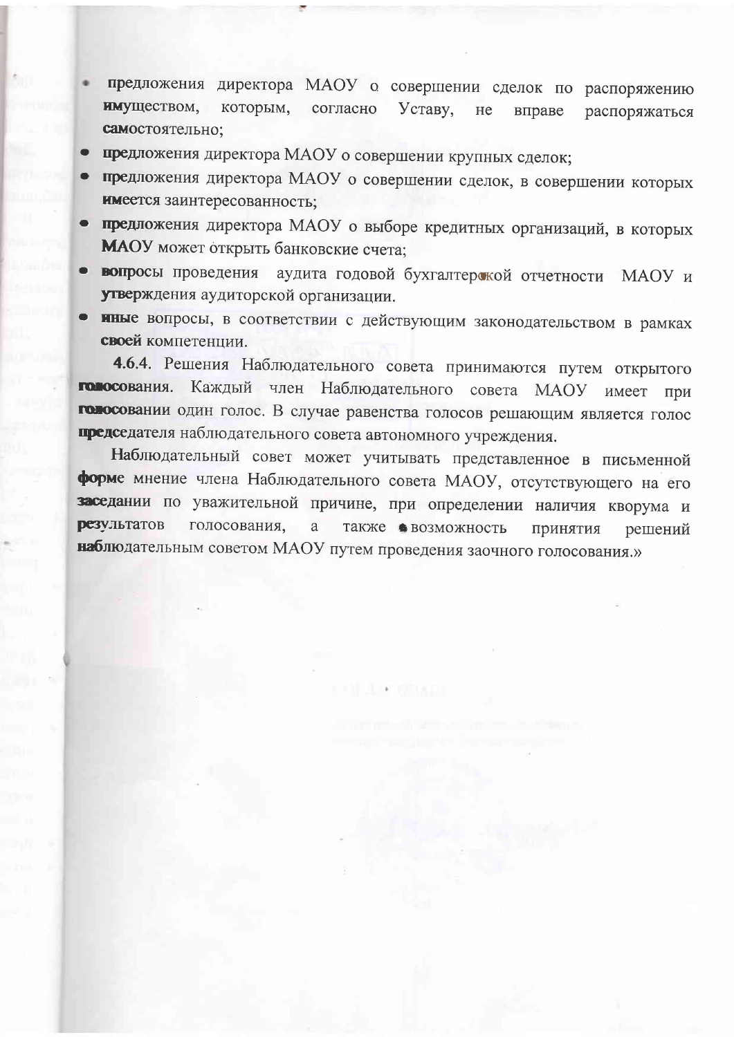- предложения директора МАОУ о совершении сделок по распоряжению имуществом, которым, согласно Уставу, не вправе распоряжаться самостоятельно;
- предложения директора МАОУ о совершении крупных сделок;
- предложения директора МАОУ о совершении сделок, в совершении которых имеется заинтересованность;
- предложения директора МАОУ о выборе кредитных организаций, в которых МАОУ может открыть банковские счета;
- вопросы проведения аудита годовой бухгалтерской отчетности МАОУ и утверждения аудиторской организации.
- иные вопросы, в соответствии с действующим законодательством в рамках своей компетенции.

**4.6.4.** Решения Наблюдательного совета принимаются путем открытого голосования. Каждый член Наблюдательного совета МАОУ имеет при голосовании один голос. В случае равенства голосов решающим является голос председателя наблюдательного совета автономного учреждения.

Наблюдательный совет может учитывать представленное в письменной форме мнение члена Наблюдательного совета МАОУ, отсутствующего на его заседании по уважительной причине, при определении наличия кворума и результатов голосования, а также возможность принятия решений наблюдательным советом МАОУ путем проведения заочного голосования.»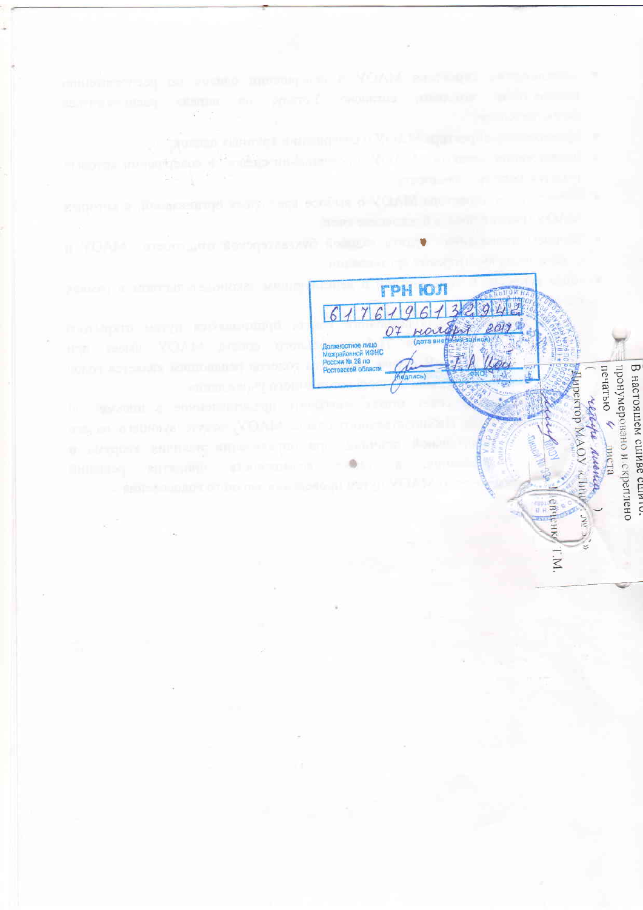ГРН ЮЛ

6176196132942

07 ноября 2017

(дата внесения записи)

Должностное лицо Межрайонной ИФНС России № 26 по Ростовской области

(подпись)

В настоящем сшиве сшито, пронумеровано и скреплено печатью 4 (четыре листа) листа

Директор МАОУ «Лицей № 33» Левченко Т.М.